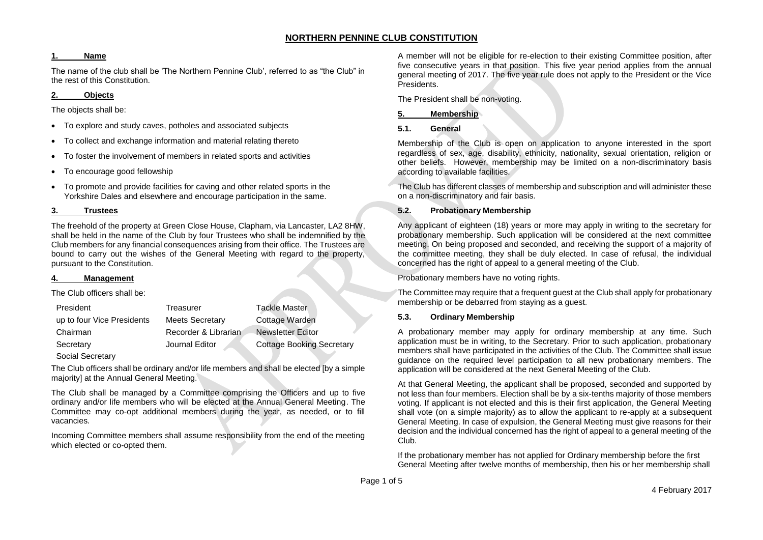# NORTHERN PENNINE CLUB CONSTITUTION

## 1. Name

The name of the club shall be 'The Northern Pennine Club', referred to as "the Club" in the rest of this Constitution.

## 2. Objects

The objects shall be:

- To explore and study caves, potholes and associated subjects
- To collect and exchange information and material relating thereto
- To foster the involvement of members in related sports and activities
- To encourage good fellowship
- To promote and provide facilities for caving and other related sports in the Yorkshire Dales and elsewhere and encourage participation in the same.

## 3. Trustees

The freehold of the property at Green Close House, Clapham, via Lancaster, LA2 8HW, shall be held in the name of the Club by four Trustees who shall be indemnified by the Club members for any financial consequences arising from their office. The Trustees are bound to carry out the wishes of the General Meeting with regard to the property, pursuant to the Constitution.

## 4. Management

The Club officers shall be:

| | | |
|---|---|---|
| President | Treasurer | Tackle Master |
| up to four Vice Presidents | Meets Secretary | Cottage Warden |
| Chairman | Recorder & Librarian | Newsletter Editor |
| Secretary | Journal Editor | Cottage Booking Secretary |
| Social Secretary | | |

The Club officers shall be ordinary and/or life members and shall be elected [by a simple majority] at the Annual General Meeting.

The Club shall be managed by a Committee comprising the Officers and up to five ordinary and/or life members who will be elected at the Annual General Meeting. The Committee may co-opt additional members during the year, as needed, or to fill vacancies.

Incoming Committee members shall assume responsibility from the end of the meeting which elected or co-opted them.

A member will not be eligible for re-election to their existing Committee position, after five consecutive years in that position. This five year period applies from the annual general meeting of 2017. The five year rule does not apply to the President or the Vice Presidents.

The President shall be non-voting.

## 5. Membership

### 5.1. General

Membership of the Club is open on application to anyone interested in the sport regardless of sex, age, disability, ethnicity, nationality, sexual orientation, religion or other beliefs. However, membership may be limited on a non-discriminatory basis according to available facilities.

The Club has different classes of membership and subscription and will administer these on a non-discriminatory and fair basis.

### 5.2. Probationary Membership

Any applicant of eighteen (18) years or more may apply in writing to the secretary for probationary membership. Such application will be considered at the next committee meeting. On being proposed and seconded, and receiving the support of a majority of the committee meeting, they shall be duly elected. In case of refusal, the individual concerned has the right of appeal to a general meeting of the Club.

Probationary members have no voting rights.

The Committee may require that a frequent guest at the Club shall apply for probationary membership or be debarred from staying as a guest.

### 5.3. Ordinary Membership

A probationary member may apply for ordinary membership at any time. Such application must be in writing, to the Secretary. Prior to such application, probationary members shall have participated in the activities of the Club. The Committee shall issue guidance on the required level participation to all new probationary members. The application will be considered at the next General Meeting of the Club.

At that General Meeting, the applicant shall be proposed, seconded and supported by not less than four members. Election shall be by a six-tenths majority of those members voting. If applicant is not elected and this is their first application, the General Meeting shall vote (on a simple majority) as to allow the applicant to re-apply at a subsequent General Meeting. In case of expulsion, the General Meeting must give reasons for their decision and the individual concerned has the right of appeal to a general meeting of the Club.

If the probationary member has not applied for Ordinary membership before the first General Meeting after twelve months of membership, then his or her membership shall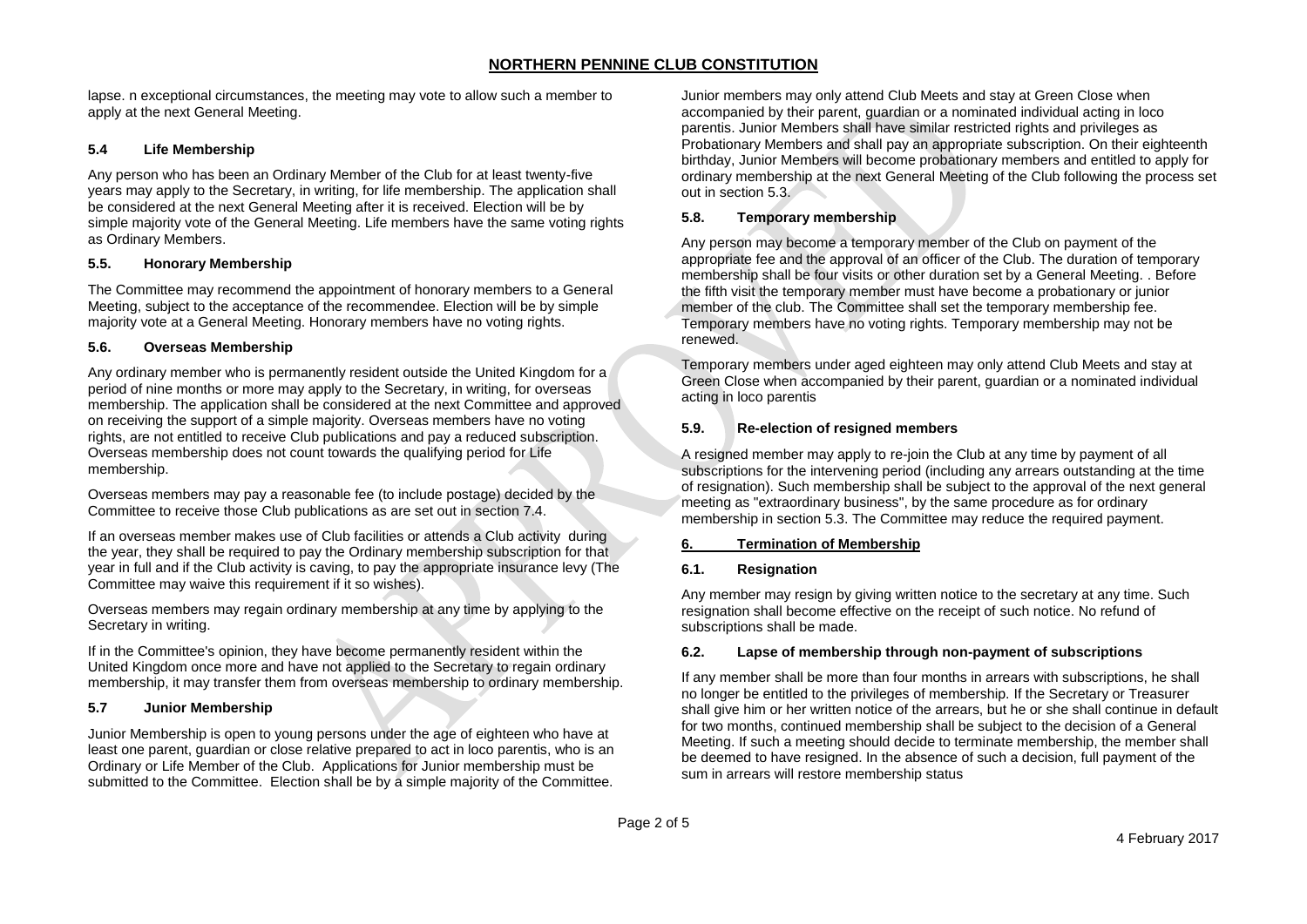lapse. n exceptional circumstances, the meeting may vote to allow such a member to apply at the next General Meeting.

### 5.4 Life Membership

Any person who has been an Ordinary Member of the Club for at least twenty-five years may apply to the Secretary, in writing, for life membership. The application shall be considered at the next General Meeting after it is received. Election will be by simple majority vote of the General Meeting. Life members have the same voting rights as Ordinary Members.

### 5.5. Honorary Membership

The Committee may recommend the appointment of honorary members to a General Meeting, subject to the acceptance of the recommendee. Election will be by simple majority vote at a General Meeting. Honorary members have no voting rights.

### 5.6. Overseas Membership

Any ordinary member who is permanently resident outside the United Kingdom for a period of nine months or more may apply to the Secretary, in writing, for overseas membership. The application shall be considered at the next Committee and approved on receiving the support of a simple majority. Overseas members have no voting rights, are not entitled to receive Club publications and pay a reduced subscription. Overseas membership does not count towards the qualifying period for Life membership.

Overseas members may pay a reasonable fee (to include postage) decided by the Committee to receive those Club publications as are set out in section 7.4.

If an overseas member makes use of Club facilities or attends a Club activity during the year, they shall be required to pay the Ordinary membership subscription for that year in full and if the Club activity is caving, to pay the appropriate insurance levy (The Committee may waive this requirement if it so wishes).

Overseas members may regain ordinary membership at any time by applying to the Secretary in writing.

If in the Committee's opinion, they have become permanently resident within the United Kingdom once more and have not applied to the Secretary to regain ordinary membership, it may transfer them from overseas membership to ordinary membership.

### 5.7 Junior Membership

Junior Membership is open to young persons under the age of eighteen who have at least one parent, guardian or close relative prepared to act in loco parentis, who is an Ordinary or Life Member of the Club. Applications for Junior membership must be submitted to the Committee. Election shall be by a simple majority of the Committee.

Junior members may only attend Club Meets and stay at Green Close when accompanied by their parent, guardian or a nominated individual acting in loco parentis. Junior Members shall have similar restricted rights and privileges as Probationary Members and shall pay an appropriate subscription. On their eighteenth birthday, Junior Members will become probationary members and entitled to apply for ordinary membership at the next General Meeting of the Club following the process set out in section 5.3.

### 5.8. Temporary membership

Any person may become a temporary member of the Club on payment of the appropriate fee and the approval of an officer of the Club. The duration of temporary membership shall be four visits or other duration set by a General Meeting. . Before the fifth visit the temporary member must have become a probationary or junior member of the club. The Committee shall set the temporary membership fee. Temporary members have no voting rights. Temporary membership may not be renewed.

Temporary members under aged eighteen may only attend Club Meets and stay at Green Close when accompanied by their parent, guardian or a nominated individual acting in loco parentis

### 5.9. Re-election of resigned members

A resigned member may apply to re-join the Club at any time by payment of all subscriptions for the intervening period (including any arrears outstanding at the time of resignation). Such membership shall be subject to the approval of the next general meeting as "extraordinary business", by the same procedure as for ordinary membership in section 5.3. The Committee may reduce the required payment.

## 6. Termination of Membership

### 6.1. Resignation

Any member may resign by giving written notice to the secretary at any time. Such resignation shall become effective on the receipt of such notice. No refund of subscriptions shall be made.

### 6.2. Lapse of membership through non-payment of subscriptions

If any member shall be more than four months in arrears with subscriptions, he shall no longer be entitled to the privileges of membership. If the Secretary or Treasurer shall give him or her written notice of the arrears, but he or she shall continue in default for two months, continued membership shall be subject to the decision of a General Meeting. If such a meeting should decide to terminate membership, the member shall be deemed to have resigned. In the absence of such a decision, full payment of the sum in arrears will restore membership status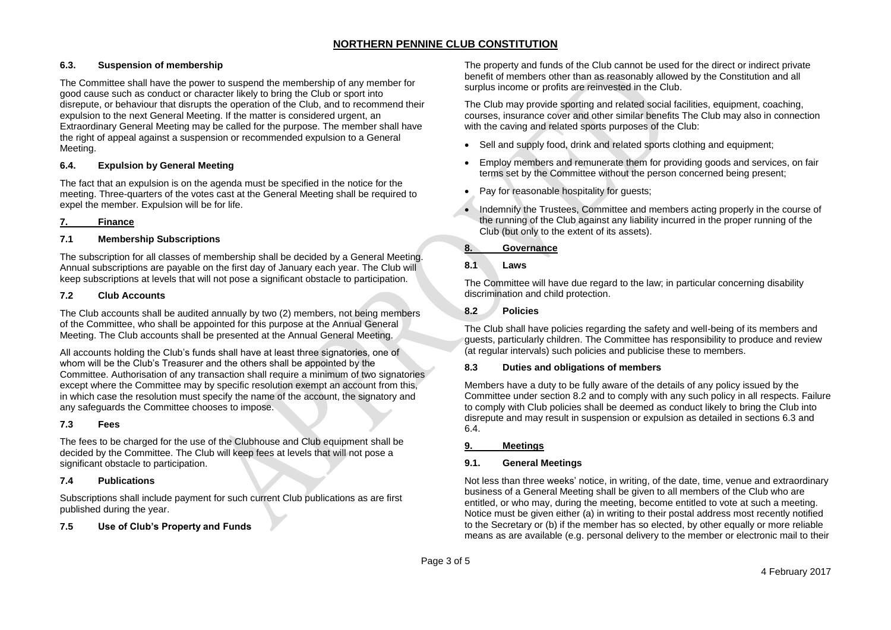#### 6.3. Suspension of membership

The Committee shall have the power to suspend the membership of any member for good cause such as conduct or character likely to bring the Club or sport into disrepute, or behaviour that disrupts the operation of the Club, and to recommend their expulsion to the next General Meeting. If the matter is considered urgent, an Extraordinary General Meeting may be called for the purpose. The member shall have the right of appeal against a suspension or recommended expulsion to a General Meeting.

#### 6.4. Expulsion by General Meeting

The fact that an expulsion is on the agenda must be specified in the notice for the meeting. Three-quarters of the votes cast at the General Meeting shall be required to expel the member. Expulsion will be for life.

## 7. Finance

#### 7.1 Membership Subscriptions

The subscription for all classes of membership shall be decided by a General Meeting. Annual subscriptions are payable on the first day of January each year. The Club will keep subscriptions at levels that will not pose a significant obstacle to participation.

#### 7.2 Club Accounts

The Club accounts shall be audited annually by two (2) members, not being members of the Committee, who shall be appointed for this purpose at the Annual General Meeting. The Club accounts shall be presented at the Annual General Meeting.

All accounts holding the Club's funds shall have at least three signatories, one of whom will be the Club's Treasurer and the others shall be appointed by the Committee. Authorisation of any transaction shall require a minimum of two signatories except where the Committee may by specific resolution exempt an account from this, in which case the resolution must specify the name of the account, the signatory and any safeguards the Committee chooses to impose.

#### 7.3 Fees

The fees to be charged for the use of the Clubhouse and Club equipment shall be decided by the Committee. The Club will keep fees at levels that will not pose a significant obstacle to participation.

#### 7.4 Publications

Subscriptions shall include payment for such current Club publications as are first published during the year.

#### 7.5 Use of Club's Property and Funds

The property and funds of the Club cannot be used for the direct or indirect private benefit of members other than as reasonably allowed by the Constitution and all surplus income or profits are reinvested in the Club.

The Club may provide sporting and related social facilities, equipment, coaching, courses, insurance cover and other similar benefits The Club may also in connection with the caving and related sports purposes of the Club:

- Sell and supply food, drink and related sports clothing and equipment;
- Employ members and remunerate them for providing goods and services, on fair terms set by the Committee without the person concerned being present;
- Pay for reasonable hospitality for guests;
- Indemnify the Trustees, Committee and members acting properly in the course of the running of the Club against any liability incurred in the proper running of the Club (but only to the extent of its assets).

## 8. Governance

#### 8.1 Laws

The Committee will have due regard to the law; in particular concerning disability discrimination and child protection.

#### 8.2 Policies

The Club shall have policies regarding the safety and well-being of its members and guests, particularly children. The Committee has responsibility to produce and review (at regular intervals) such policies and publicise these to members.

#### 8.3 Duties and obligations of members

Members have a duty to be fully aware of the details of any policy issued by the Committee under section 8.2 and to comply with any such policy in all respects. Failure to comply with Club policies shall be deemed as conduct likely to bring the Club into disrepute and may result in suspension or expulsion as detailed in sections 6.3 and 6.4.

## 9. Meetings

#### 9.1. General Meetings

Not less than three weeks' notice, in writing, of the date, time, venue and extraordinary business of a General Meeting shall be given to all members of the Club who are entitled, or who may, during the meeting, become entitled to vote at such a meeting. Notice must be given either (a) in writing to their postal address most recently notified to the Secretary or (b) if the member has so elected, by other equally or more reliable means as are available (e.g. personal delivery to the member or electronic mail to their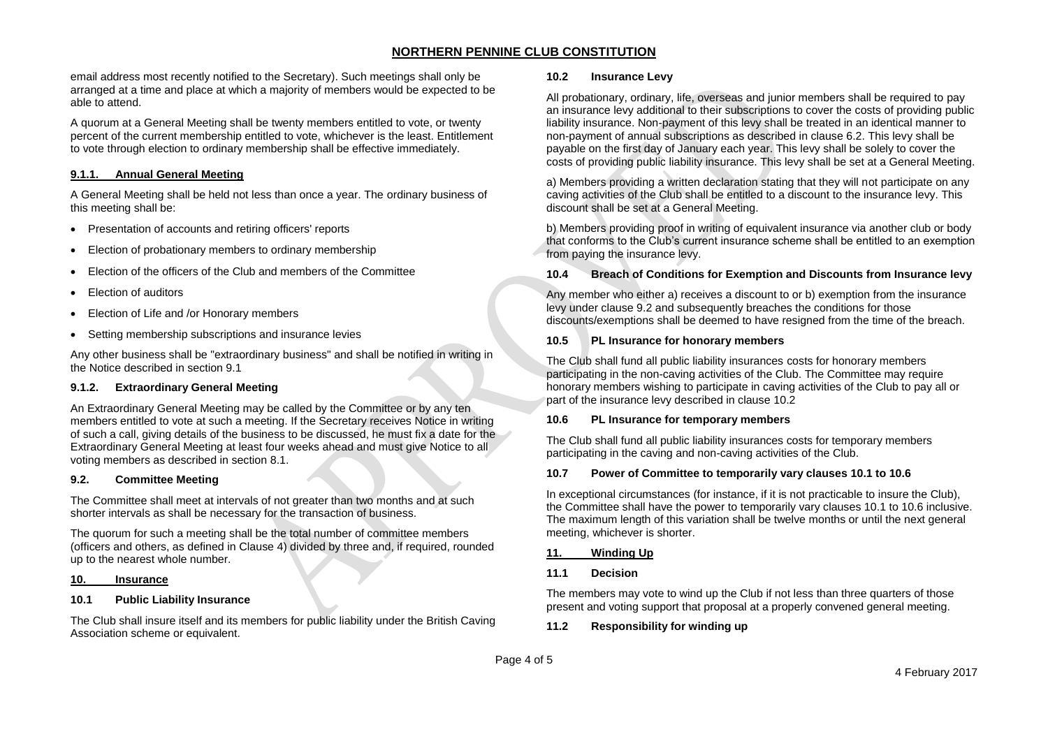email address most recently notified to the Secretary). Such meetings shall only be arranged at a time and place at which a majority of members would be expected to be able to attend.

A quorum at a General Meeting shall be twenty members entitled to vote, or twenty percent of the current membership entitled to vote, whichever is the least. Entitlement to vote through election to ordinary membership shall be effective immediately.

#### 9.1.1. Annual General Meeting

A General Meeting shall be held not less than once a year. The ordinary business of this meeting shall be:

- Presentation of accounts and retiring officers' reports
- Election of probationary members to ordinary membership
- Election of the officers of the Club and members of the Committee
- Election of auditors
- Election of Life and /or Honorary members
- Setting membership subscriptions and insurance levies

Any other business shall be "extraordinary business" and shall be notified in writing in the Notice described in section 9.1

#### 9.1.2. Extraordinary General Meeting

An Extraordinary General Meeting may be called by the Committee or by any ten members entitled to vote at such a meeting. If the Secretary receives Notice in writing of such a call, giving details of the business to be discussed, he must fix a date for the Extraordinary General Meeting at least four weeks ahead and must give Notice to all voting members as described in section 8.1.

### 9.2. Committee Meeting

The Committee shall meet at intervals of not greater than two months and at such shorter intervals as shall be necessary for the transaction of business.

The quorum for such a meeting shall be the total number of committee members (officers and others, as defined in Clause 4) divided by three and, if required, rounded up to the nearest whole number.

## 10. Insurance

### 10.1 Public Liability Insurance

The Club shall insure itself and its members for public liability under the British Caving Association scheme or equivalent.

### 10.2 Insurance Levy

All probationary, ordinary, life, overseas and junior members shall be required to pay an insurance levy additional to their subscriptions to cover the costs of providing public liability insurance. Non-payment of this levy shall be treated in an identical manner to non-payment of annual subscriptions as described in clause 6.2. This levy shall be payable on the first day of January each year. This levy shall be solely to cover the costs of providing public liability insurance. This levy shall be set at a General Meeting.

a) Members providing a written declaration stating that they will not participate on any caving activities of the Club shall be entitled to a discount to the insurance levy. This discount shall be set at a General Meeting.

b) Members providing proof in writing of equivalent insurance via another club or body that conforms to the Club's current insurance scheme shall be entitled to an exemption from paying the insurance levy.

### 10.4 Breach of Conditions for Exemption and Discounts from Insurance levy

Any member who either a) receives a discount to or b) exemption from the insurance levy under clause 9.2 and subsequently breaches the conditions for those discounts/exemptions shall be deemed to have resigned from the time of the breach.

### 10.5 PL Insurance for honorary members

The Club shall fund all public liability insurances costs for honorary members participating in the non-caving activities of the Club. The Committee may require honorary members wishing to participate in caving activities of the Club to pay all or part of the insurance levy described in clause 10.2

### 10.6 PL Insurance for temporary members

The Club shall fund all public liability insurances costs for temporary members participating in the caving and non-caving activities of the Club.

### 10.7 Power of Committee to temporarily vary clauses 10.1 to 10.6

In exceptional circumstances (for instance, if it is not practicable to insure the Club), the Committee shall have the power to temporarily vary clauses 10.1 to 10.6 inclusive. The maximum length of this variation shall be twelve months or until the next general meeting, whichever is shorter.

## 11. Winding Up

### 11.1 Decision

The members may vote to wind up the Club if not less than three quarters of those present and voting support that proposal at a properly convened general meeting.

### 11.2 Responsibility for winding up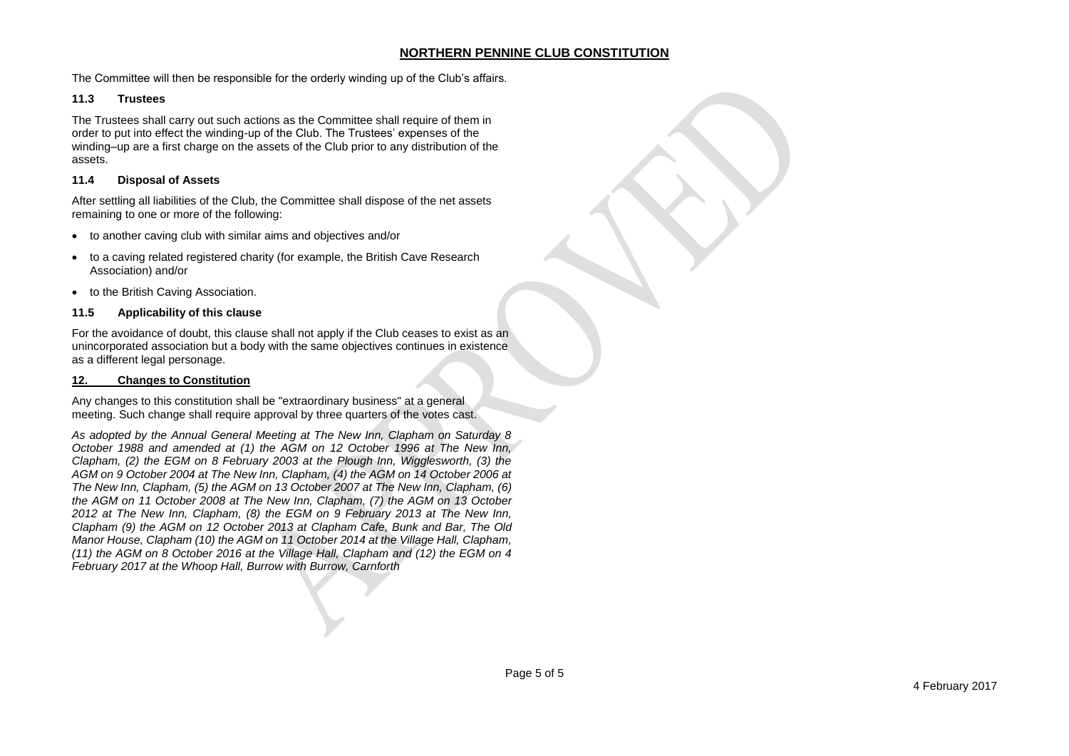The Committee will then be responsible for the orderly winding up of the Club's affairs.

### 11.3 Trustees

The Trustees shall carry out such actions as the Committee shall require of them in order to put into effect the winding-up of the Club. The Trustees' expenses of the winding–up are a first charge on the assets of the Club prior to any distribution of the assets.

### 11.4 Disposal of Assets

After settling all liabilities of the Club, the Committee shall dispose of the net assets remaining to one or more of the following:

- to another caving club with similar aims and objectives and/or
- to a caving related registered charity (for example, the British Cave Research Association) and/or
- to the British Caving Association.

### 11.5 Applicability of this clause

For the avoidance of doubt, this clause shall not apply if the Club ceases to exist as an unincorporated association but a body with the same objectives continues in existence as a different legal personage.

## 12. Changes to Constitution

Any changes to this constitution shall be "extraordinary business" at a general meeting. Such change shall require approval by three quarters of the votes cast.

*As adopted by the Annual General Meeting at The New Inn, Clapham on Saturday 8 October 1988 and amended at (1) the AGM on 12 October 1996 at The New Inn, Clapham, (2) the EGM on 8 February 2003 at the Plough Inn, Wigglesworth, (3) the AGM on 9 October 2004 at The New Inn, Clapham, (4) the AGM on 14 October 2006 at The New Inn, Clapham, (5) the AGM on 13 October 2007 at The New Inn, Clapham, (6) the AGM on 11 October 2008 at The New Inn, Clapham, (7) the AGM on 13 October 2012 at The New Inn, Clapham, (8) the EGM on 9 February 2013 at The New Inn, Clapham (9) the AGM on 12 October 2013 at Clapham Cafe, Bunk and Bar, The Old Manor House, Clapham (10) the AGM on 11 October 2014 at the Village Hall, Clapham, (11) the AGM on 8 October 2016 at the Village Hall, Clapham and (12) the EGM on 4 February 2017 at the Whoop Hall, Burrow with Burrow, Carnforth*

APPROVED